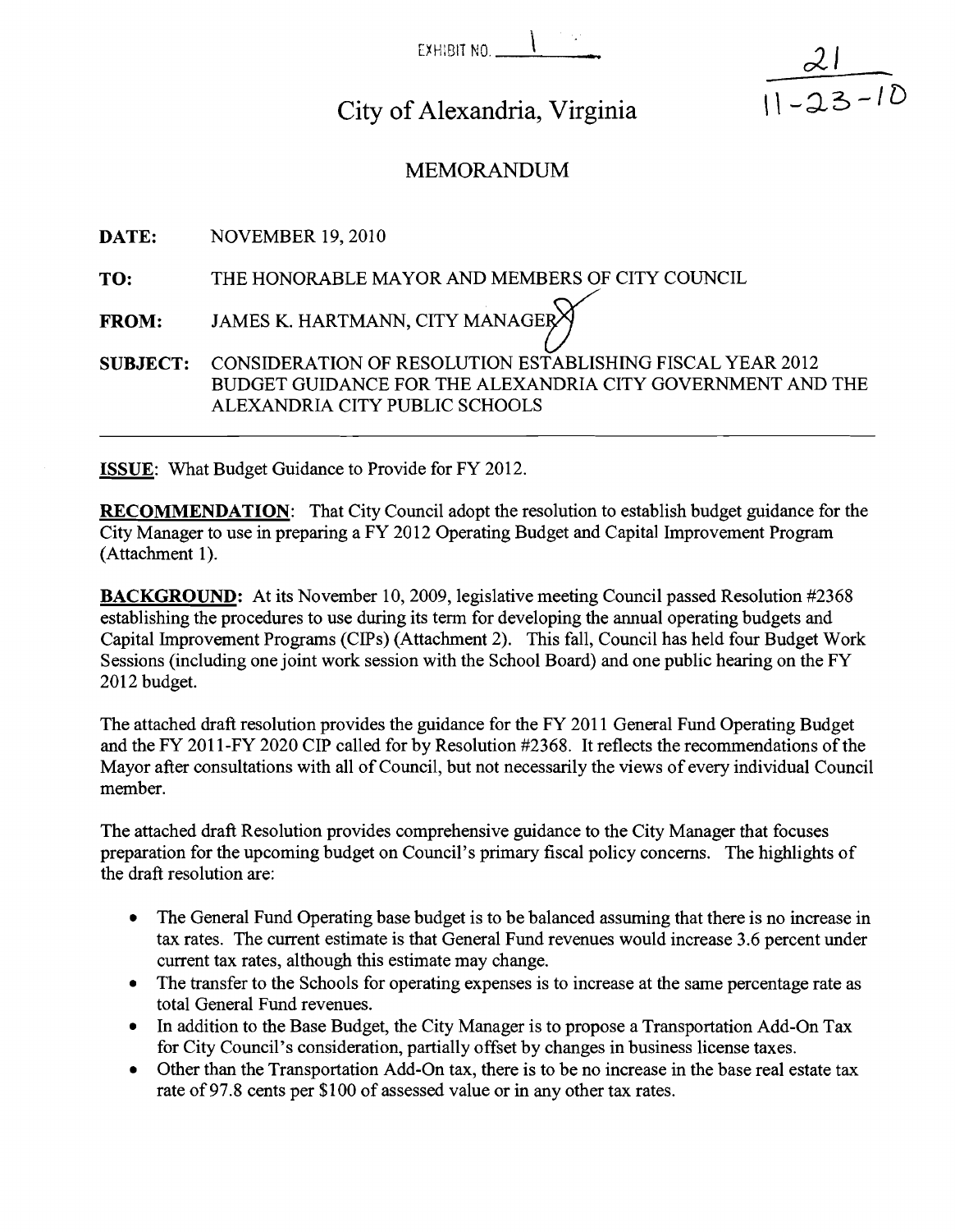EXHIBIT NO. 1

21
11-23-10

# City of Alexandria, Virginia

## MEMORANDUM

**DATE:** NOVEMBER 19, 2010

**TO:** THE HONORABLE MAYOR AND MEMBERS OF CITY COUNCIL

**FROM:** JAMES K. HARTMANN, CITY MANAGER

**SUBJECT:** CONSIDERATION OF RESOLUTION ESTABLISHING FISCAL YEAR 2012 BUDGET GUIDANCE FOR THE ALEXANDRIA CITY GOVERNMENT AND THE ALEXANDRIA CITY PUBLIC SCHOOLS

---

**ISSUE**: What Budget Guidance to Provide for FY 2012.

**RECOMMENDATION**: That City Council adopt the resolution to establish budget guidance for the City Manager to use in preparing a FY 2012 Operating Budget and Capital Improvement Program (Attachment 1).

**BACKGROUND:** At its November 10, 2009, legislative meeting Council passed Resolution #2368 establishing the procedures to use during its term for developing the annual operating budgets and Capital Improvement Programs (CIPs) (Attachment 2). This fall, Council has held four Budget Work Sessions (including one joint work session with the School Board) and one public hearing on the FY 2012 budget.

The attached draft resolution provides the guidance for the FY 2011 General Fund Operating Budget and the FY 2011-FY 2020 CIP called for by Resolution #2368. It reflects the recommendations of the Mayor after consultations with all of Council, but not necessarily the views of every individual Council member.

The attached draft Resolution provides comprehensive guidance to the City Manager that focuses preparation for the upcoming budget on Council's primary fiscal policy concerns. The highlights of the draft resolution are:

- The General Fund Operating base budget is to be balanced assuming that there is no increase in tax rates. The current estimate is that General Fund revenues would increase 3.6 percent under current tax rates, although this estimate may change.
- The transfer to the Schools for operating expenses is to increase at the same percentage rate as total General Fund revenues.
- In addition to the Base Budget, the City Manager is to propose a Transportation Add-On Tax for City Council's consideration, partially offset by changes in business license taxes.
- Other than the Transportation Add-On tax, there is to be no increase in the base real estate tax rate of 97.8 cents per $100 of assessed value or in any other tax rates.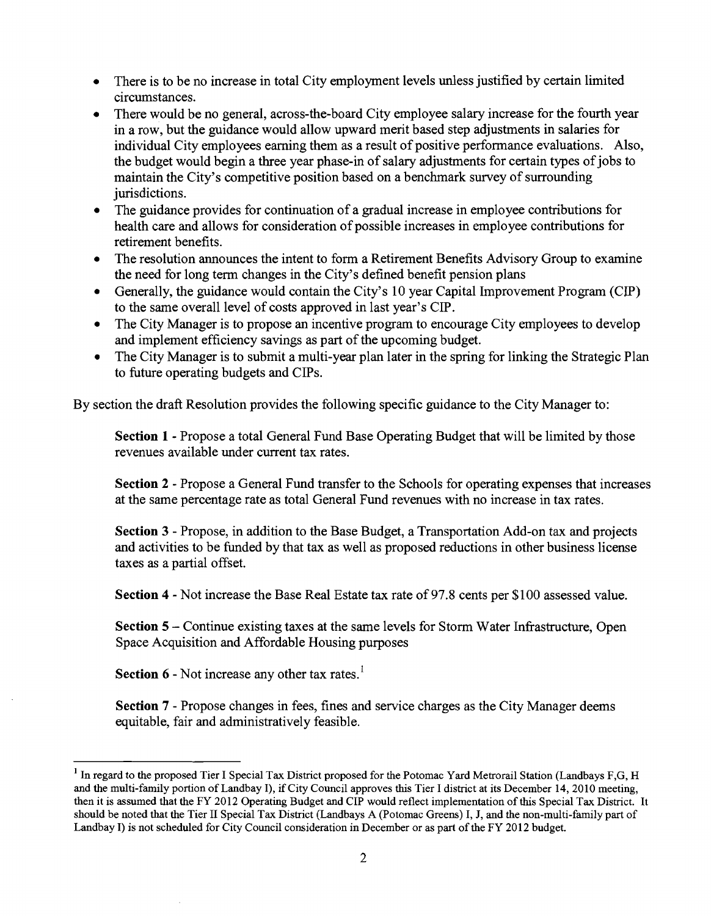- There is to be no increase in total City employment levels unless justified by certain limited circumstances.
- There would be no general, across-the-board City employee salary increase for the fourth year in a row, but the guidance would allow upward merit based step adjustments in salaries for individual City employees earning them as a result of positive performance evaluations. Also, the budget would begin a three year phase-in of salary adjustments for certain types of jobs to maintain the City's competitive position based on a benchmark survey of surrounding jurisdictions.
- The guidance provides for continuation of a gradual increase in employee contributions for health care and allows for consideration of possible increases in employee contributions for retirement benefits.
- The resolution announces the intent to form a Retirement Benefits Advisory Group to examine the need for long term changes in the City's defined benefit pension plans
- Generally, the guidance would contain the City's 10 year Capital Improvement Program (CIP) to the same overall level of costs approved in last year's CIP.
- The City Manager is to propose an incentive program to encourage City employees to develop and implement efficiency savings as part of the upcoming budget.
- The City Manager is to submit a multi-year plan later in the spring for linking the Strategic Plan to future operating budgets and CIPs.

By section the draft Resolution provides the following specific guidance to the City Manager to:

**Section 1** - Propose a total General Fund Base Operating Budget that will be limited by those revenues available under current tax rates.

**Section 2** - Propose a General Fund transfer to the Schools for operating expenses that increases at the same percentage rate as total General Fund revenues with no increase in tax rates.

**Section 3** - Propose, in addition to the Base Budget, a Transportation Add-on tax and projects and activities to be funded by that tax as well as proposed reductions in other business license taxes as a partial offset.

**Section 4** - Not increase the Base Real Estate tax rate of 97.8 cents per $100 assessed value.

**Section 5** – Continue existing taxes at the same levels for Storm Water Infrastructure, Open Space Acquisition and Affordable Housing purposes

**Section 6** - Not increase any other tax rates.[1]

**Section 7** - Propose changes in fees, fines and service charges as the City Manager deems equitable, fair and administratively feasible.

---

[1] In regard to the proposed Tier I Special Tax District proposed for the Potomac Yard Metrorail Station (Landbays F,G, H and the multi-family portion of Landbay I), if City Council approves this Tier I district at its December 14, 2010 meeting, then it is assumed that the FY 2012 Operating Budget and CIP would reflect implementation of this Special Tax District. It should be noted that the Tier II Special Tax District (Landbays A (Potomac Greens) I, J, and the non-multi-family part of Landbay I) is not scheduled for City Council consideration in December or as part of the FY 2012 budget.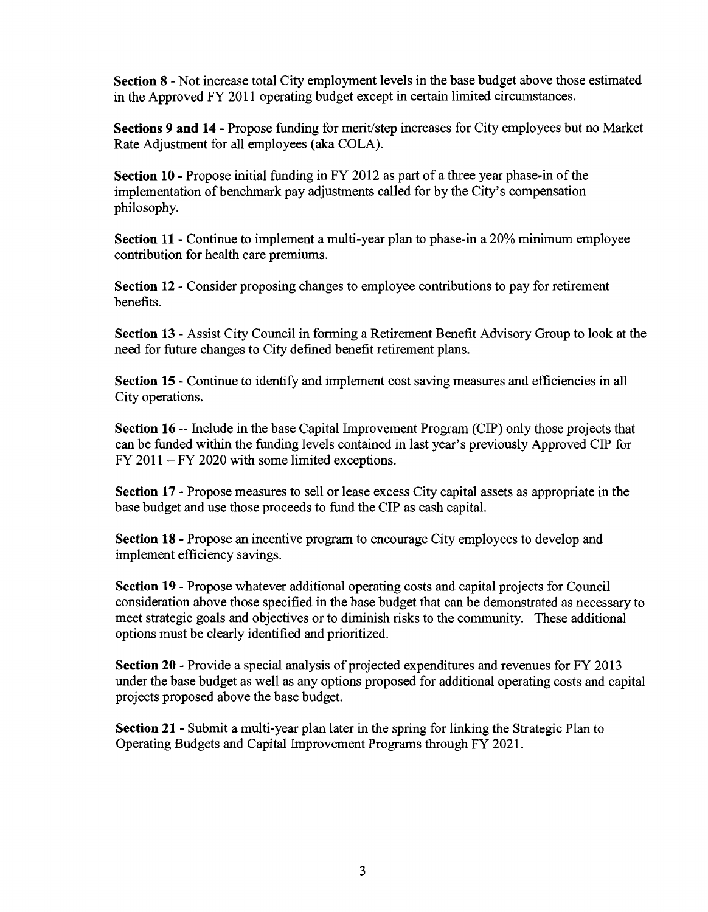**Section 8** - Not increase total City employment levels in the base budget above those estimated in the Approved FY 2011 operating budget except in certain limited circumstances.

**Sections 9 and 14** - Propose funding for merit/step increases for City employees but no Market Rate Adjustment for all employees (aka COLA).

**Section 10** - Propose initial funding in FY 2012 as part of a three year phase-in of the implementation of benchmark pay adjustments called for by the City's compensation philosophy.

**Section 11** - Continue to implement a multi-year plan to phase-in a 20% minimum employee contribution for health care premiums.

**Section 12** - Consider proposing changes to employee contributions to pay for retirement benefits.

**Section 13** - Assist City Council in forming a Retirement Benefit Advisory Group to look at the need for future changes to City defined benefit retirement plans.

**Section 15** - Continue to identify and implement cost saving measures and efficiencies in all City operations.

**Section 16** -- Include in the base Capital Improvement Program (CIP) only those projects that can be funded within the funding levels contained in last year's previously Approved CIP for FY 2011 – FY 2020 with some limited exceptions.

**Section 17** - Propose measures to sell or lease excess City capital assets as appropriate in the base budget and use those proceeds to fund the CIP as cash capital.

**Section 18** - Propose an incentive program to encourage City employees to develop and implement efficiency savings.

**Section 19** - Propose whatever additional operating costs and capital projects for Council consideration above those specified in the base budget that can be demonstrated as necessary to meet strategic goals and objectives or to diminish risks to the community. These additional options must be clearly identified and prioritized.

**Section 20** - Provide a special analysis of projected expenditures and revenues for FY 2013 under the base budget as well as any options proposed for additional operating costs and capital projects proposed above the base budget.

**Section 21** - Submit a multi-year plan later in the spring for linking the Strategic Plan to Operating Budgets and Capital Improvement Programs through FY 2021.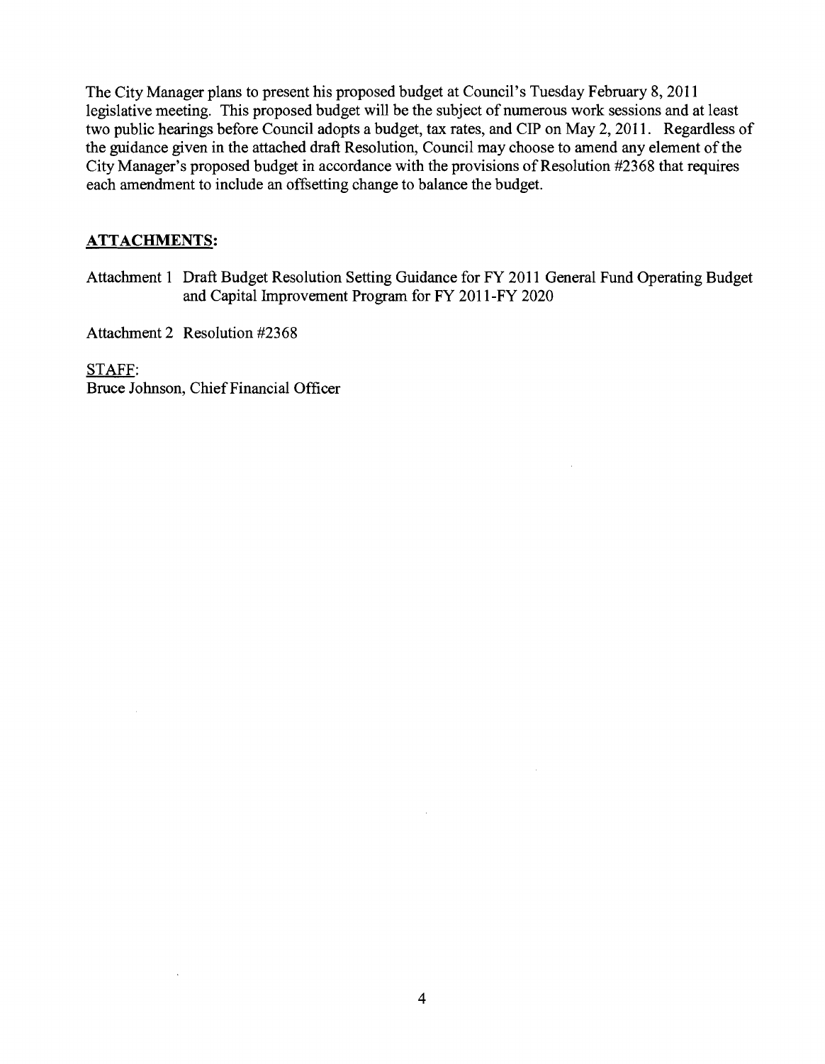The City Manager plans to present his proposed budget at Council's Tuesday February 8, 2011 legislative meeting. This proposed budget will be the subject of numerous work sessions and at least two public hearings before Council adopts a budget, tax rates, and CIP on May 2, 2011. Regardless of the guidance given in the attached draft Resolution, Council may choose to amend any element of the City Manager's proposed budget in accordance with the provisions of Resolution #2368 that requires each amendment to include an offsetting change to balance the budget.

## ATTACHMENTS:

Attachment 1 Draft Budget Resolution Setting Guidance for FY 2011 General Fund Operating Budget and Capital Improvement Program for FY 2011-FY 2020

Attachment 2 Resolution #2368

STAFF:
Bruce Johnson, Chief Financial Officer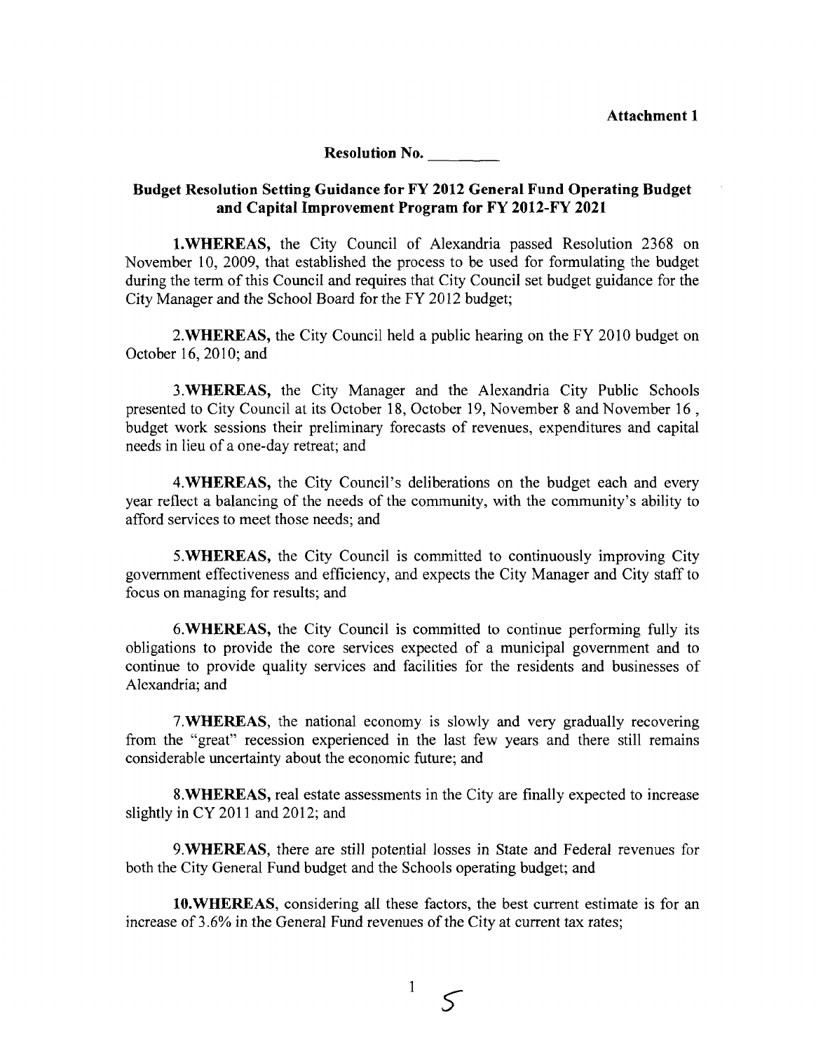**Attachment 1**

**Resolution No. ________**

**Budget Resolution Setting Guidance for FY 2012 General Fund Operating Budget and Capital Improvement Program for FY 2012-FY 2021**

**1.WHEREAS,** the City Council of Alexandria passed Resolution 2368 on November 10, 2009, that established the process to be used for formulating the budget during the term of this Council and requires that City Council set budget guidance for the City Manager and the School Board for the FY 2012 budget;

2.**WHEREAS,** the City Council held a public hearing on the FY 2010 budget on October 16, 2010; and

3.**WHEREAS,** the City Manager and the Alexandria City Public Schools presented to City Council at its October 18, October 19, November 8 and November 16 , budget work sessions their preliminary forecasts of revenues, expenditures and capital needs in lieu of a one-day retreat; and

4.**WHEREAS,** the City Council's deliberations on the budget each and every year reflect a balancing of the needs of the community, with the community's ability to afford services to meet those needs; and

5.**WHEREAS,** the City Council is committed to continuously improving City government effectiveness and efficiency, and expects the City Manager and City staff to focus on managing for results; and

6.**WHEREAS,** the City Council is committed to continue performing fully its obligations to provide the core services expected of a municipal government and to continue to provide quality services and facilities for the residents and businesses of Alexandria; and

7.**WHEREAS**, the national economy is slowly and very gradually recovering from the "great" recession experienced in the last few years and there still remains considerable uncertainty about the economic future; and

8.**WHEREAS,** real estate assessments in the City are finally expected to increase slightly in CY 2011 and 2012; and

9.**WHEREAS**, there are still potential losses in State and Federal revenues for both the City General Fund budget and the Schools operating budget; and

**10.WHEREAS**, considering all these factors, the best current estimate is for an increase of 3.6% in the General Fund revenues of the City at current tax rates;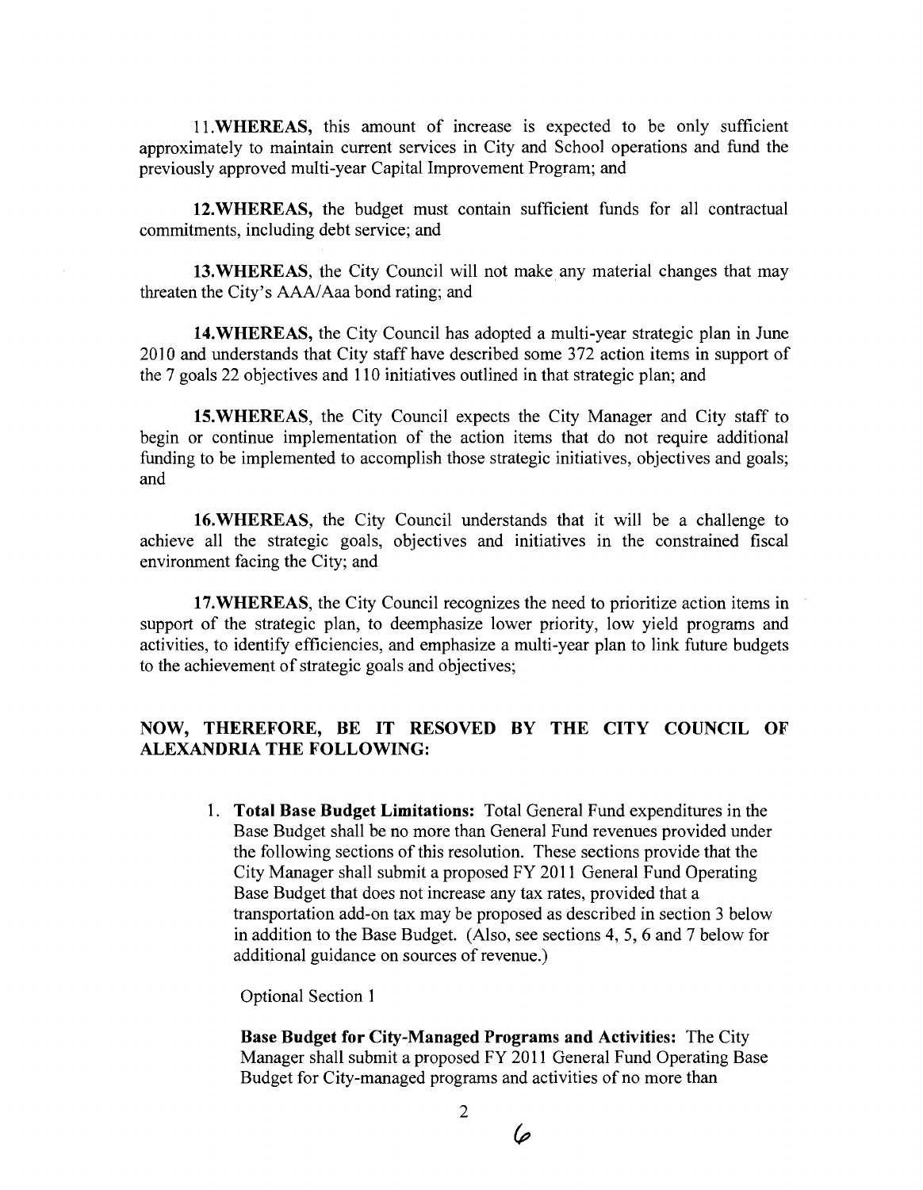11.**WHEREAS,** this amount of increase is expected to be only sufficient approximately to maintain current services in City and School operations and fund the previously approved multi-year Capital Improvement Program; and

12.**WHEREAS,** the budget must contain sufficient funds for all contractual commitments, including debt service; and

13.**WHEREAS,** the City Council will not make any material changes that may threaten the City's AAA/Aaa bond rating; and

14.**WHEREAS,** the City Council has adopted a multi-year strategic plan in June 2010 and understands that City staff have described some 372 action items in support of the 7 goals 22 objectives and 110 initiatives outlined in that strategic plan; and

15.**WHEREAS,** the City Council expects the City Manager and City staff to begin or continue implementation of the action items that do not require additional funding to be implemented to accomplish those strategic initiatives, objectives and goals; and

16.**WHEREAS,** the City Council understands that it will be a challenge to achieve all the strategic goals, objectives and initiatives in the constrained fiscal environment facing the City; and

17.**WHEREAS,** the City Council recognizes the need to prioritize action items in support of the strategic plan, to deemphasize lower priority, low yield programs and activities, to identify efficiencies, and emphasize a multi-year plan to link future budgets to the achievement of strategic goals and objectives;

**NOW, THEREFORE, BE IT RESOVED BY THE CITY COUNCIL OF ALEXANDRIA THE FOLLOWING:**

1. **Total Base Budget Limitations:** Total General Fund expenditures in the Base Budget shall be no more than General Fund revenues provided under the following sections of this resolution. These sections provide that the City Manager shall submit a proposed FY 2011 General Fund Operating Base Budget that does not increase any tax rates, provided that a transportation add-on tax may be proposed as described in section 3 below in addition to the Base Budget. (Also, see sections 4, 5, 6 and 7 below for additional guidance on sources of revenue.)

   Optional Section 1

   **Base Budget for City-Managed Programs and Activities:** The City Manager shall submit a proposed FY 2011 General Fund Operating Base Budget for City-managed programs and activities of no more than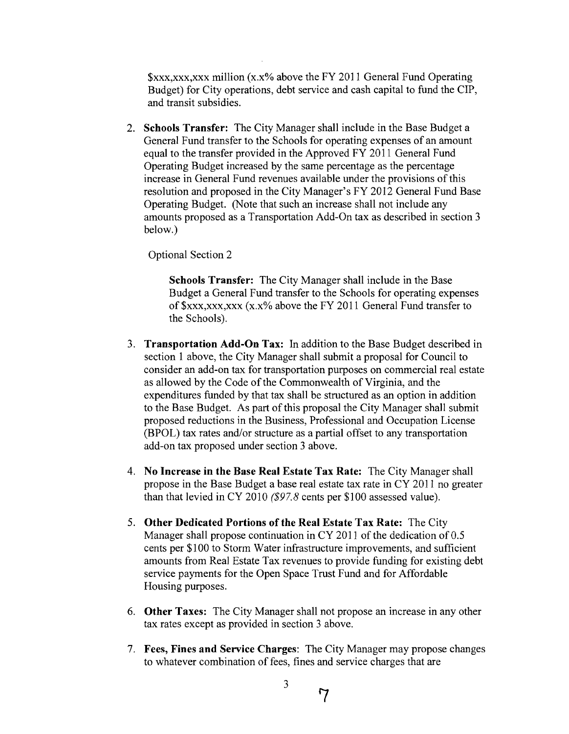$xxx,xxx,xxx million (x.x% above the FY 2011 General Fund Operating Budget) for City operations, debt service and cash capital to fund the CIP, and transit subsidies.

2. **Schools Transfer:** The City Manager shall include in the Base Budget a General Fund transfer to the Schools for operating expenses of an amount equal to the transfer provided in the Approved FY 2011 General Fund Operating Budget increased by the same percentage as the percentage increase in General Fund revenues available under the provisions of this resolution and proposed in the City Manager's FY 2012 General Fund Base Operating Budget. (Note that such an increase shall not include any amounts proposed as a Transportation Add-On tax as described in section 3 below.)

   Optional Section 2

   > **Schools Transfer:** The City Manager shall include in the Base Budget a General Fund transfer to the Schools for operating expenses of $xxx,xxx,xxx (x.x% above the FY 2011 General Fund transfer to the Schools).

3. **Transportation Add-On Tax:** In addition to the Base Budget described in section 1 above, the City Manager shall submit a proposal for Council to consider an add-on tax for transportation purposes on commercial real estate as allowed by the Code of the Commonwealth of Virginia, and the expenditures funded by that tax shall be structured as an option in addition to the Base Budget. As part of this proposal the City Manager shall submit proposed reductions in the Business, Professional and Occupation License (BPOL) tax rates and/or structure as a partial offset to any transportation add-on tax proposed under section 3 above.

4. **No Increase in the Base Real Estate Tax Rate:** The City Manager shall propose in the Base Budget a base real estate tax rate in CY 2011 no greater than that levied in CY 2010 *($97.8* cents per $100 assessed value).

5. **Other Dedicated Portions of the Real Estate Tax Rate:** The City Manager shall propose continuation in CY 2011 of the dedication of 0.5 cents per $100 to Storm Water infrastructure improvements, and sufficient amounts from Real Estate Tax revenues to provide funding for existing debt service payments for the Open Space Trust Fund and for Affordable Housing purposes.

6. **Other Taxes:** The City Manager shall not propose an increase in any other tax rates except as provided in section 3 above.

7. **Fees, Fines and Service Charges**: The City Manager may propose changes to whatever combination of fees, fines and service charges that are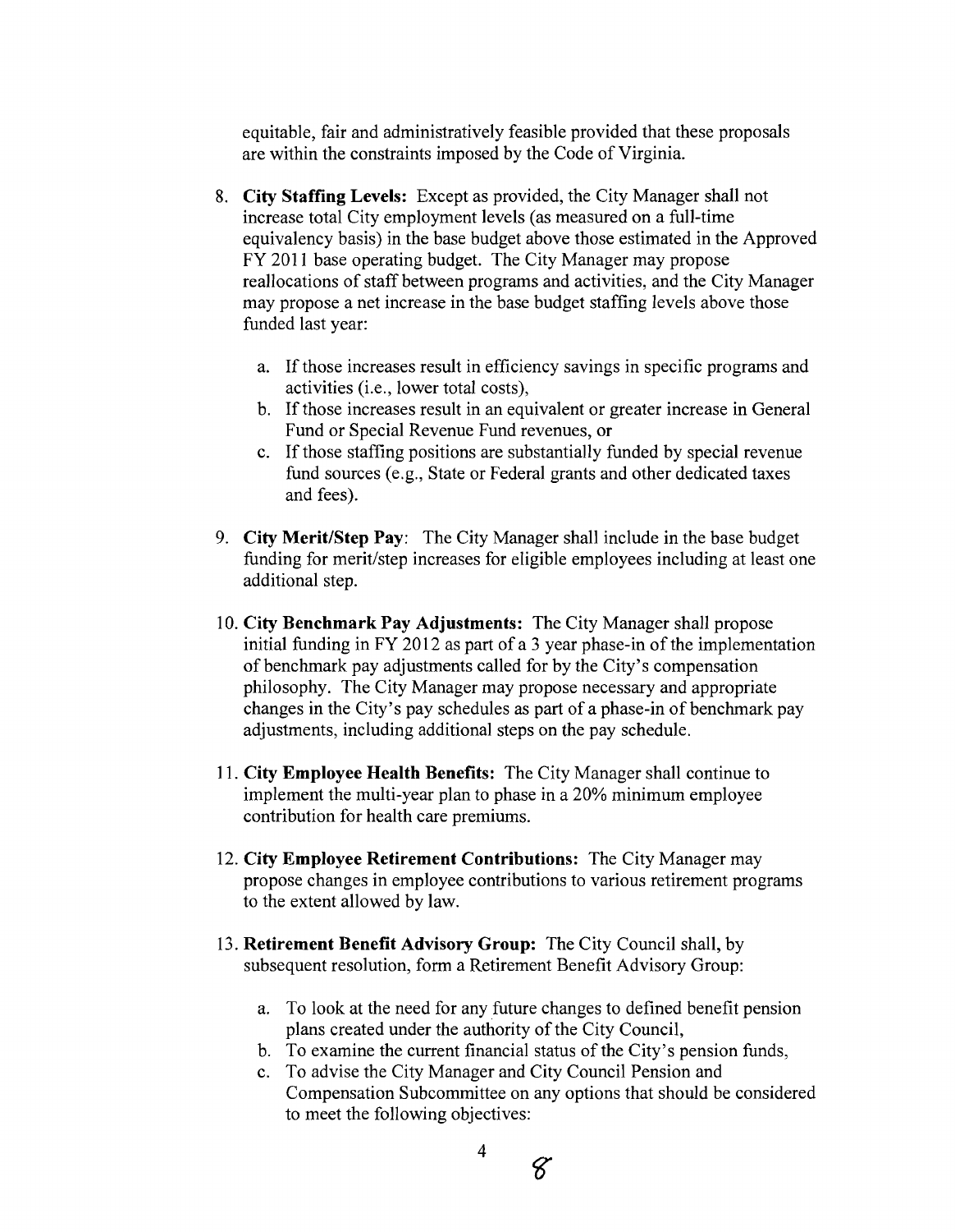equitable, fair and administratively feasible provided that these proposals are within the constraints imposed by the Code of Virginia.

8. **City Staffing Levels:** Except as provided, the City Manager shall not increase total City employment levels (as measured on a full-time equivalency basis) in the base budget above those estimated in the Approved FY 2011 base operating budget. The City Manager may propose reallocations of staff between programs and activities, and the City Manager may propose a net increase in the base budget staffing levels above those funded last year:

   a. If those increases result in efficiency savings in specific programs and activities (i.e., lower total costs),
   b. If those increases result in an equivalent or greater increase in General Fund or Special Revenue Fund revenues, or
   c. If those staffing positions are substantially funded by special revenue fund sources (e.g., State or Federal grants and other dedicated taxes and fees).

9. **City Merit/Step Pay**: The City Manager shall include in the base budget funding for merit/step increases for eligible employees including at least one additional step.

10. **City Benchmark Pay Adjustments:** The City Manager shall propose initial funding in FY 2012 as part of a 3 year phase-in of the implementation of benchmark pay adjustments called for by the City's compensation philosophy. The City Manager may propose necessary and appropriate changes in the City's pay schedules as part of a phase-in of benchmark pay adjustments, including additional steps on the pay schedule.

11. **City Employee Health Benefits:** The City Manager shall continue to implement the multi-year plan to phase in a 20% minimum employee contribution for health care premiums.

12. **City Employee Retirement Contributions:** The City Manager may propose changes in employee contributions to various retirement programs to the extent allowed by law.

13. **Retirement Benefit Advisory Group:** The City Council shall, by subsequent resolution, form a Retirement Benefit Advisory Group:

   a. To look at the need for any future changes to defined benefit pension plans created under the authority of the City Council,
   b. To examine the current financial status of the City's pension funds,
   c. To advise the City Manager and City Council Pension and Compensation Subcommittee on any options that should be considered to meet the following objectives: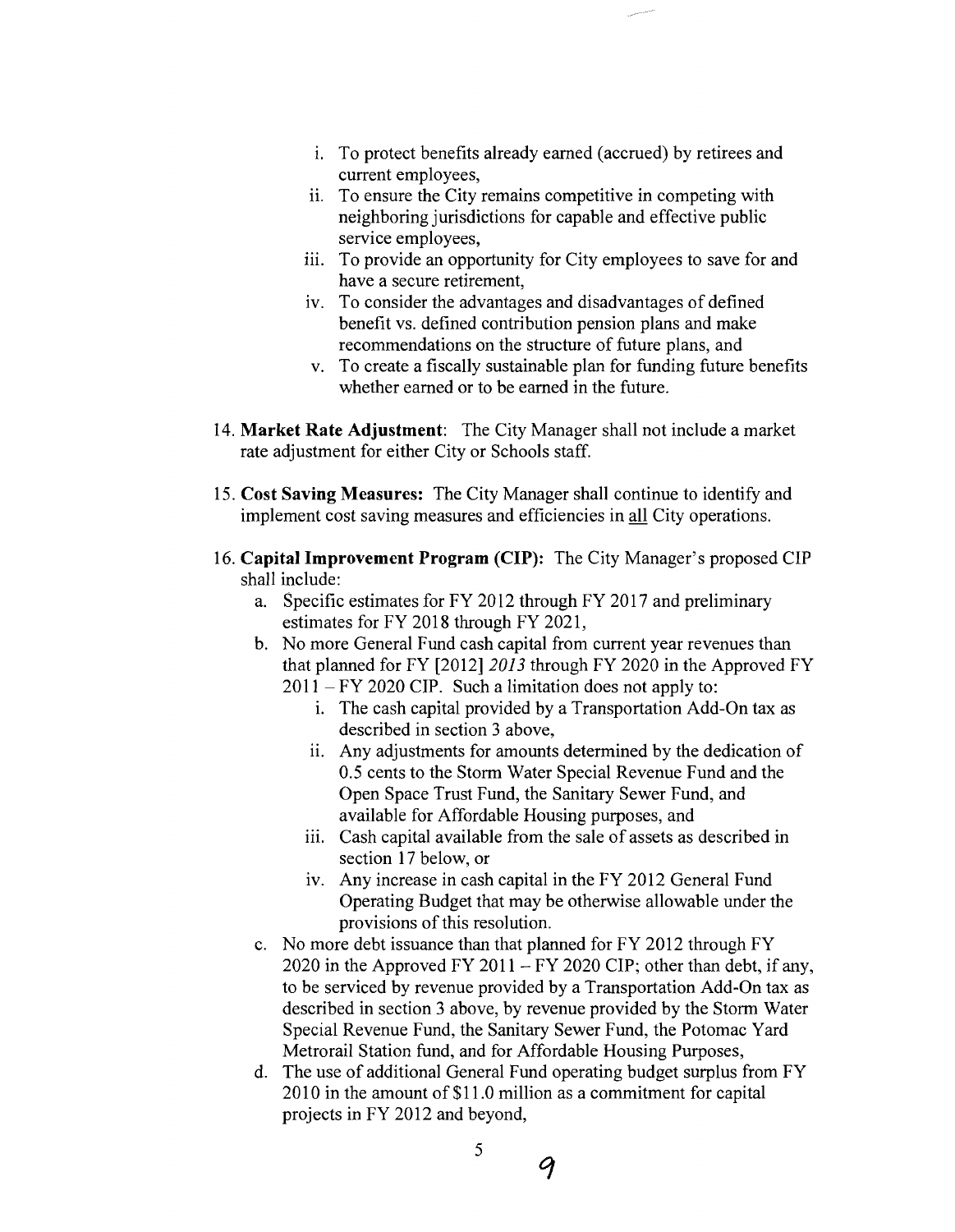i. To protect benefits already earned (accrued) by retirees and current employees,
   ii. To ensure the City remains competitive in competing with neighboring jurisdictions for capable and effective public service employees,
   iii. To provide an opportunity for City employees to save for and have a secure retirement,
   iv. To consider the advantages and disadvantages of defined benefit vs. defined contribution pension plans and make recommendations on the structure of future plans, and
   v. To create a fiscally sustainable plan for funding future benefits whether earned or to be earned in the future.

14. **Market Rate Adjustment**: The City Manager shall not include a market rate adjustment for either City or Schools staff.

15. **Cost Saving Measures:** The City Manager shall continue to identify and implement cost saving measures and efficiencies in all City operations.

16. **Capital Improvement Program (CIP):** The City Manager's proposed CIP shall include:
    a. Specific estimates for FY 2012 through FY 2017 and preliminary estimates for FY 2018 through FY 2021,
    b. No more General Fund cash capital from current year revenues than that planned for FY [2012] *2013* through FY 2020 in the Approved FY 2011 – FY 2020 CIP. Such a limitation does not apply to:
       i. The cash capital provided by a Transportation Add-On tax as described in section 3 above,
       ii. Any adjustments for amounts determined by the dedication of 0.5 cents to the Storm Water Special Revenue Fund and the Open Space Trust Fund, the Sanitary Sewer Fund, and available for Affordable Housing purposes, and
       iii. Cash capital available from the sale of assets as described in section 17 below, or
       iv. Any increase in cash capital in the FY 2012 General Fund Operating Budget that may be otherwise allowable under the provisions of this resolution.
    c. No more debt issuance than that planned for FY 2012 through FY 2020 in the Approved FY 2011 – FY 2020 CIP; other than debt, if any, to be serviced by revenue provided by a Transportation Add-On tax as described in section 3 above, by revenue provided by the Storm Water Special Revenue Fund, the Sanitary Sewer Fund, the Potomac Yard Metrorail Station fund, and for Affordable Housing Purposes,
    d. The use of additional General Fund operating budget surplus from FY 2010 in the amount of $11.0 million as a commitment for capital projects in FY 2012 and beyond,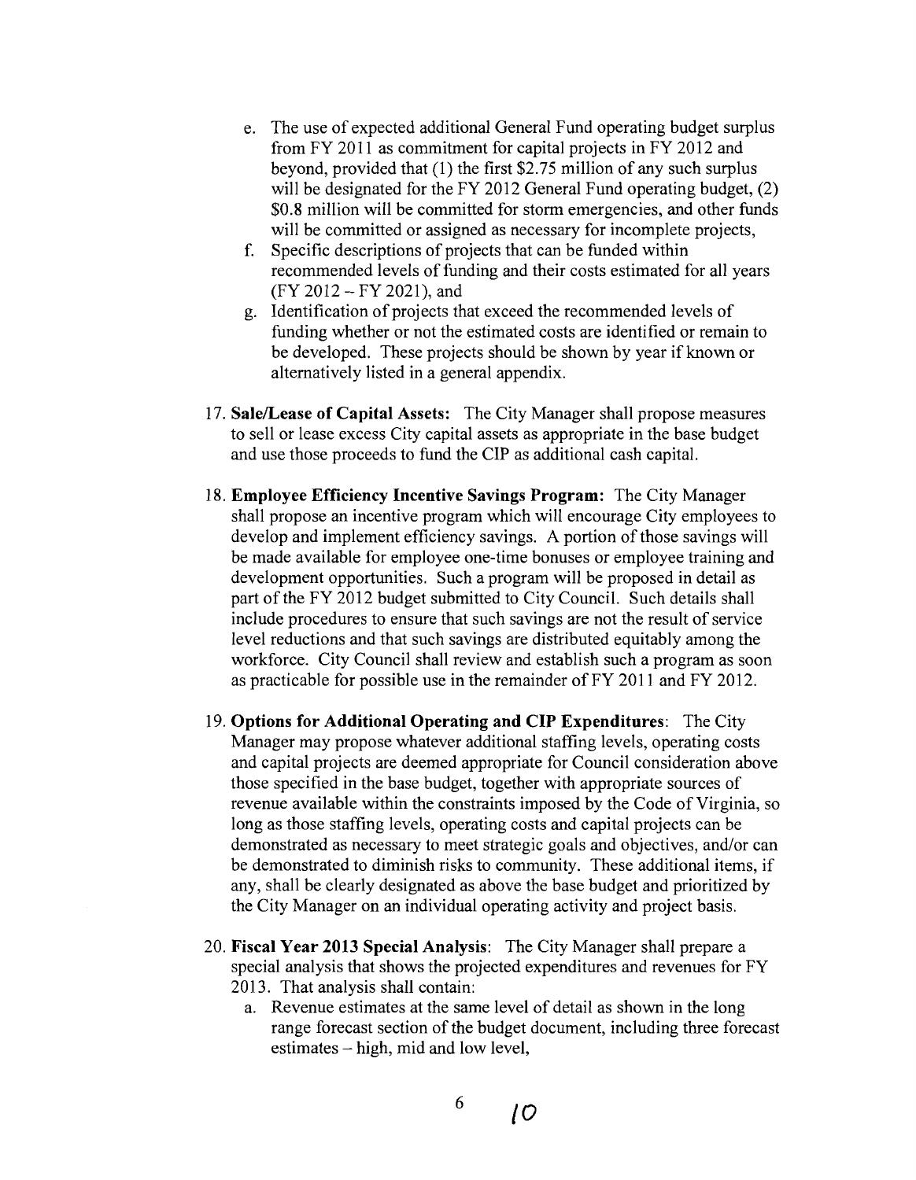e. The use of expected additional General Fund operating budget surplus from FY 2011 as commitment for capital projects in FY 2012 and beyond, provided that (1) the first $2.75 million of any such surplus will be designated for the FY 2012 General Fund operating budget, (2) $0.8 million will be committed for storm emergencies, and other funds will be committed or assigned as necessary for incomplete projects,
f. Specific descriptions of projects that can be funded within recommended levels of funding and their costs estimated for all years (FY 2012 – FY 2021), and
g. Identification of projects that exceed the recommended levels of funding whether or not the estimated costs are identified or remain to be developed. These projects should be shown by year if known or alternatively listed in a general appendix.

17. **Sale/Lease of Capital Assets:** The City Manager shall propose measures to sell or lease excess City capital assets as appropriate in the base budget and use those proceeds to fund the CIP as additional cash capital.

18. **Employee Efficiency Incentive Savings Program:** The City Manager shall propose an incentive program which will encourage City employees to develop and implement efficiency savings. A portion of those savings will be made available for employee one-time bonuses or employee training and development opportunities. Such a program will be proposed in detail as part of the FY 2012 budget submitted to City Council. Such details shall include procedures to ensure that such savings are not the result of service level reductions and that such savings are distributed equitably among the workforce. City Council shall review and establish such a program as soon as practicable for possible use in the remainder of FY 2011 and FY 2012.

19. **Options for Additional Operating and CIP Expenditures**: The City Manager may propose whatever additional staffing levels, operating costs and capital projects are deemed appropriate for Council consideration above those specified in the base budget, together with appropriate sources of revenue available within the constraints imposed by the Code of Virginia, so long as those staffing levels, operating costs and capital projects can be demonstrated as necessary to meet strategic goals and objectives, and/or can be demonstrated to diminish risks to community. These additional items, if any, shall be clearly designated as above the base budget and prioritized by the City Manager on an individual operating activity and project basis.

20. **Fiscal Year 2013 Special Analysis**: The City Manager shall prepare a special analysis that shows the projected expenditures and revenues for FY 2013. That analysis shall contain:
    a. Revenue estimates at the same level of detail as shown in the long range forecast section of the budget document, including three forecast estimates – high, mid and low level,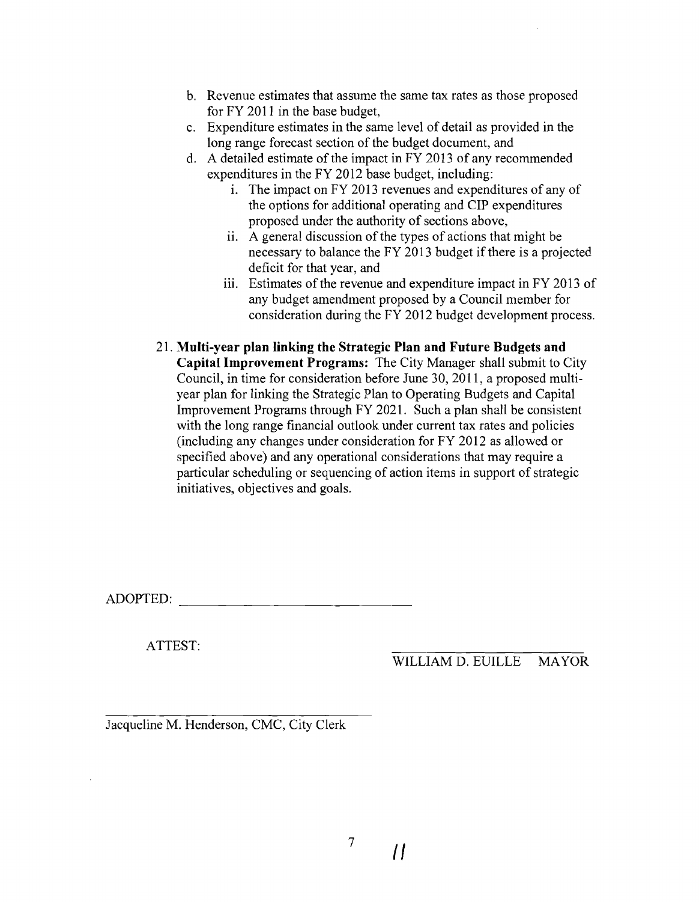b. Revenue estimates that assume the same tax rates as those proposed for FY 2011 in the base budget,

c. Expenditure estimates in the same level of detail as provided in the long range forecast section of the budget document, and

d. A detailed estimate of the impact in FY 2013 of any recommended expenditures in the FY 2012 base budget, including:

   i. The impact on FY 2013 revenues and expenditures of any of the options for additional operating and CIP expenditures proposed under the authority of sections above,

   ii. A general discussion of the types of actions that might be necessary to balance the FY 2013 budget if there is a projected deficit for that year, and

   iii. Estimates of the revenue and expenditure impact in FY 2013 of any budget amendment proposed by a Council member for consideration during the FY 2012 budget development process.

21. **Multi-year plan linking the Strategic Plan and Future Budgets and Capital Improvement Programs:** The City Manager shall submit to City Council, in time for consideration before June 30, 2011, a proposed multi-year plan for linking the Strategic Plan to Operating Budgets and Capital Improvement Programs through FY 2021. Such a plan shall be consistent with the long range financial outlook under current tax rates and policies (including any changes under consideration for FY 2012 as allowed or specified above) and any operational considerations that may require a particular scheduling or sequencing of action items in support of strategic initiatives, objectives and goals.

ADOPTED: ______________________________

ATTEST:

WILLIAM D. EUILLE MAYOR

______________________________

Jacqueline M. Henderson, CMC, City Clerk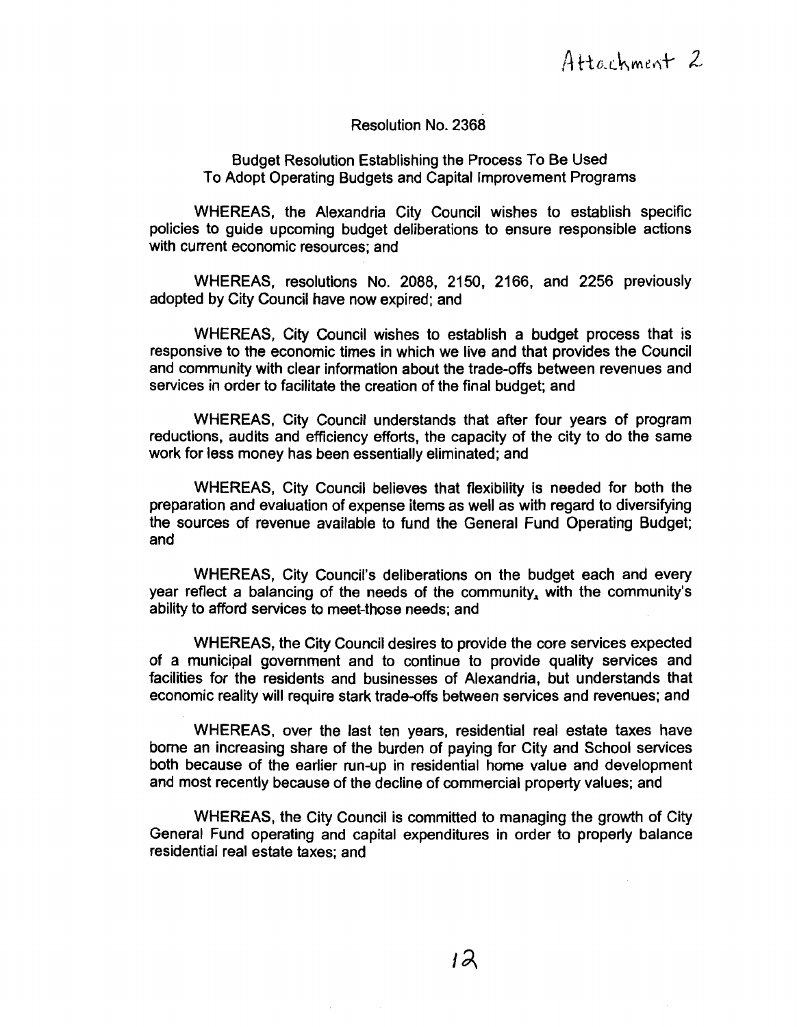Attachment 2

Resolution No. 2368

Budget Resolution Establishing the Process To Be Used
To Adopt Operating Budgets and Capital Improvement Programs

WHEREAS, the Alexandria City Council wishes to establish specific policies to guide upcoming budget deliberations to ensure responsible actions with current economic resources; and

WHEREAS, resolutions No. 2088, 2150, 2166, and 2256 previously adopted by City Council have now expired; and

WHEREAS, City Council wishes to establish a budget process that is responsive to the economic times in which we live and that provides the Council and community with clear information about the trade-offs between revenues and services in order to facilitate the creation of the final budget; and

WHEREAS, City Council understands that after four years of program reductions, audits and efficiency efforts, the capacity of the city to do the same work for less money has been essentially eliminated; and

WHEREAS, City Council believes that flexibility is needed for both the preparation and evaluation of expense items as well as with regard to diversifying the sources of revenue available to fund the General Fund Operating Budget; and

WHEREAS, City Council's deliberations on the budget each and every year reflect a balancing of the needs of the community, with the community's ability to afford services to meet those needs; and

WHEREAS, the City Council desires to provide the core services expected of a municipal government and to continue to provide quality services and facilities for the residents and businesses of Alexandria, but understands that economic reality will require stark trade-offs between services and revenues; and

WHEREAS, over the last ten years, residential real estate taxes have borne an increasing share of the burden of paying for City and School services both because of the earlier run-up in residential home value and development and most recently because of the decline of commercial property values; and

WHEREAS, the City Council is committed to managing the growth of City General Fund operating and capital expenditures in order to properly balance residential real estate taxes; and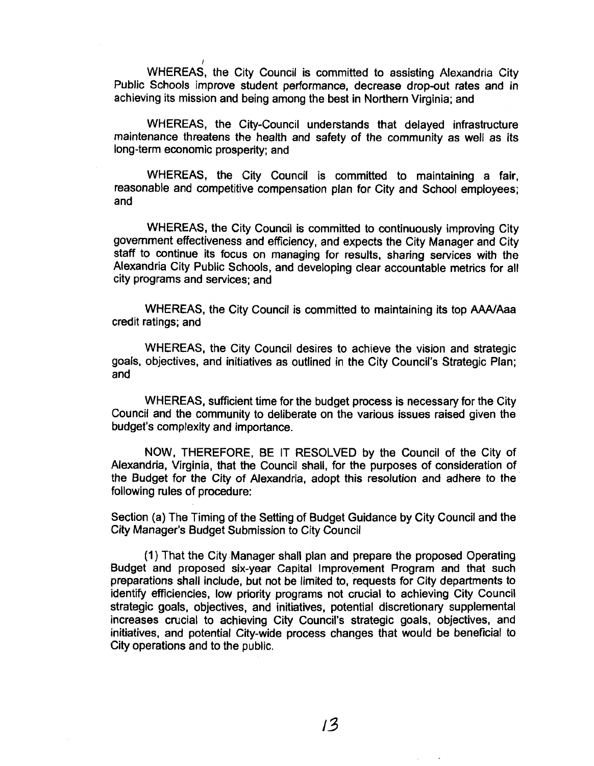WHEREAS, the City Council is committed to assisting Alexandria City Public Schools improve student performance, decrease drop-out rates and in achieving its mission and being among the best in Northern Virginia; and

WHEREAS, the City-Council understands that delayed infrastructure maintenance threatens the health and safety of the community as well as its long-term economic prosperity; and

WHEREAS, the City Council is committed to maintaining a fair, reasonable and competitive compensation plan for City and School employees; and

WHEREAS, the City Council is committed to continuously improving City government effectiveness and efficiency, and expects the City Manager and City staff to continue its focus on managing for results, sharing services with the Alexandria City Public Schools, and developing clear accountable metrics for all city programs and services; and

WHEREAS, the City Council is committed to maintaining its top AAA/Aaa credit ratings; and

WHEREAS, the City Council desires to achieve the vision and strategic goals, objectives, and initiatives as outlined in the City Council's Strategic Plan; and

WHEREAS, sufficient time for the budget process is necessary for the City Council and the community to deliberate on the various issues raised given the budget's complexity and importance.

NOW, THEREFORE, BE IT RESOLVED by the Council of the City of Alexandria, Virginia, that the Council shall, for the purposes of consideration of the Budget for the City of Alexandria, adopt this resolution and adhere to the following rules of procedure:

Section (a) The Timing of the Setting of Budget Guidance by City Council and the City Manager's Budget Submission to City Council

(1) That the City Manager shall plan and prepare the proposed Operating Budget and proposed six-year Capital Improvement Program and that such preparations shall include, but not be limited to, requests for City departments to identify efficiencies, low priority programs not crucial to achieving City Council strategic goals, objectives, and initiatives, potential discretionary supplemental increases crucial to achieving City Council's strategic goals, objectives, and initiatives, and potential City-wide process changes that would be beneficial to City operations and to the public.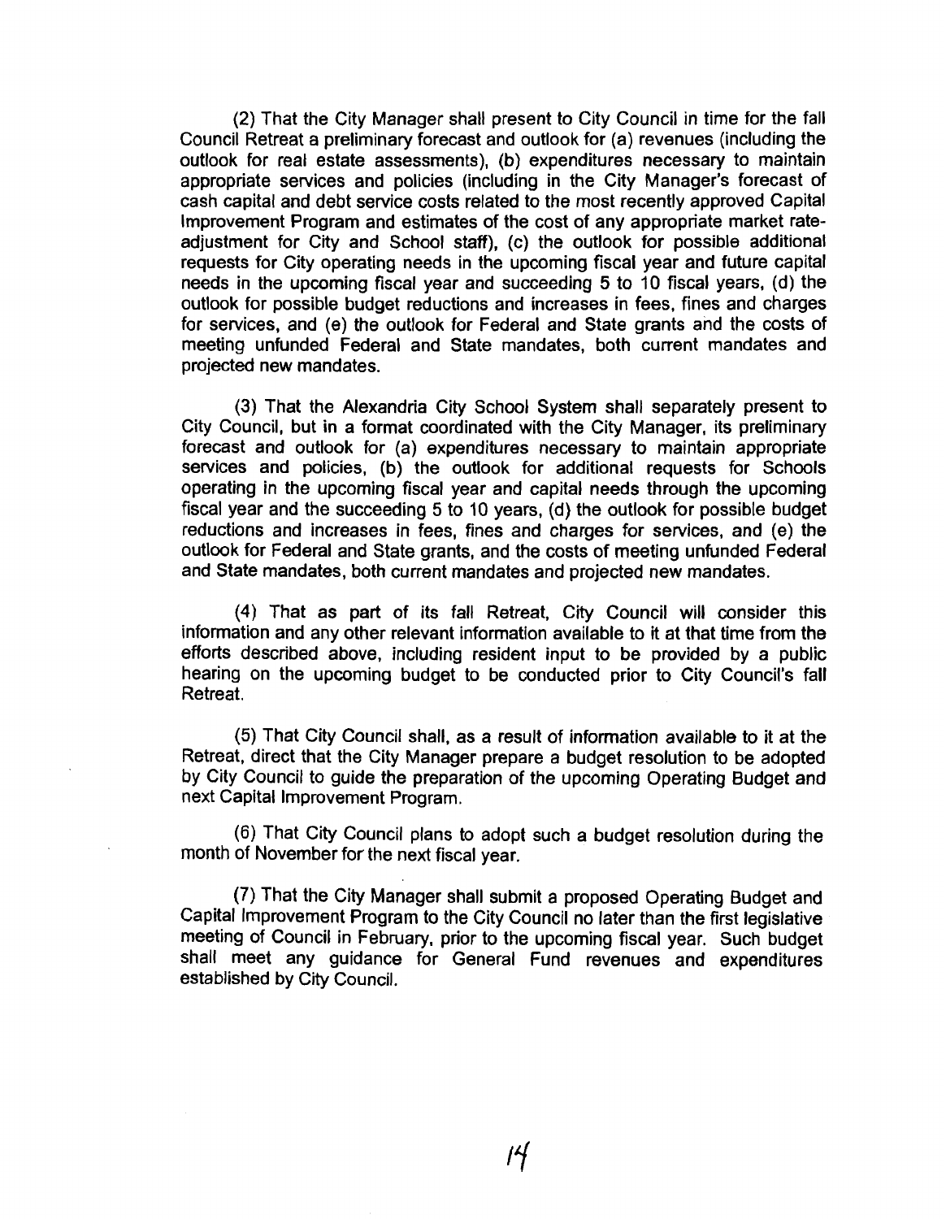(2) That the City Manager shall present to City Council in time for the fall Council Retreat a preliminary forecast and outlook for (a) revenues (including the outlook for real estate assessments), (b) expenditures necessary to maintain appropriate services and policies (including in the City Manager's forecast of cash capital and debt service costs related to the most recently approved Capital Improvement Program and estimates of the cost of any appropriate market rate-adjustment for City and School staff), (c) the outlook for possible additional requests for City operating needs in the upcoming fiscal year and future capital needs in the upcoming fiscal year and succeeding 5 to 10 fiscal years, (d) the outlook for possible budget reductions and increases in fees, fines and charges for services, and (e) the outlook for Federal and State grants and the costs of meeting unfunded Federal and State mandates, both current mandates and projected new mandates.

(3) That the Alexandria City School System shall separately present to City Council, but in a format coordinated with the City Manager, its preliminary forecast and outlook for (a) expenditures necessary to maintain appropriate services and policies, (b) the outlook for additional requests for Schools operating in the upcoming fiscal year and capital needs through the upcoming fiscal year and the succeeding 5 to 10 years, (d) the outlook for possible budget reductions and increases in fees, fines and charges for services, and (e) the outlook for Federal and State grants, and the costs of meeting unfunded Federal and State mandates, both current mandates and projected new mandates.

(4) That as part of its fall Retreat, City Council will consider this information and any other relevant information available to it at that time from the efforts described above, including resident input to be provided by a public hearing on the upcoming budget to be conducted prior to City Council's fall Retreat.

(5) That City Council shall, as a result of information available to it at the Retreat, direct that the City Manager prepare a budget resolution to be adopted by City Council to guide the preparation of the upcoming Operating Budget and next Capital Improvement Program.

(6) That City Council plans to adopt such a budget resolution during the month of November for the next fiscal year.

(7) That the City Manager shall submit a proposed Operating Budget and Capital Improvement Program to the City Council no later than the first legislative meeting of Council in February, prior to the upcoming fiscal year. Such budget shall meet any guidance for General Fund revenues and expenditures established by City Council.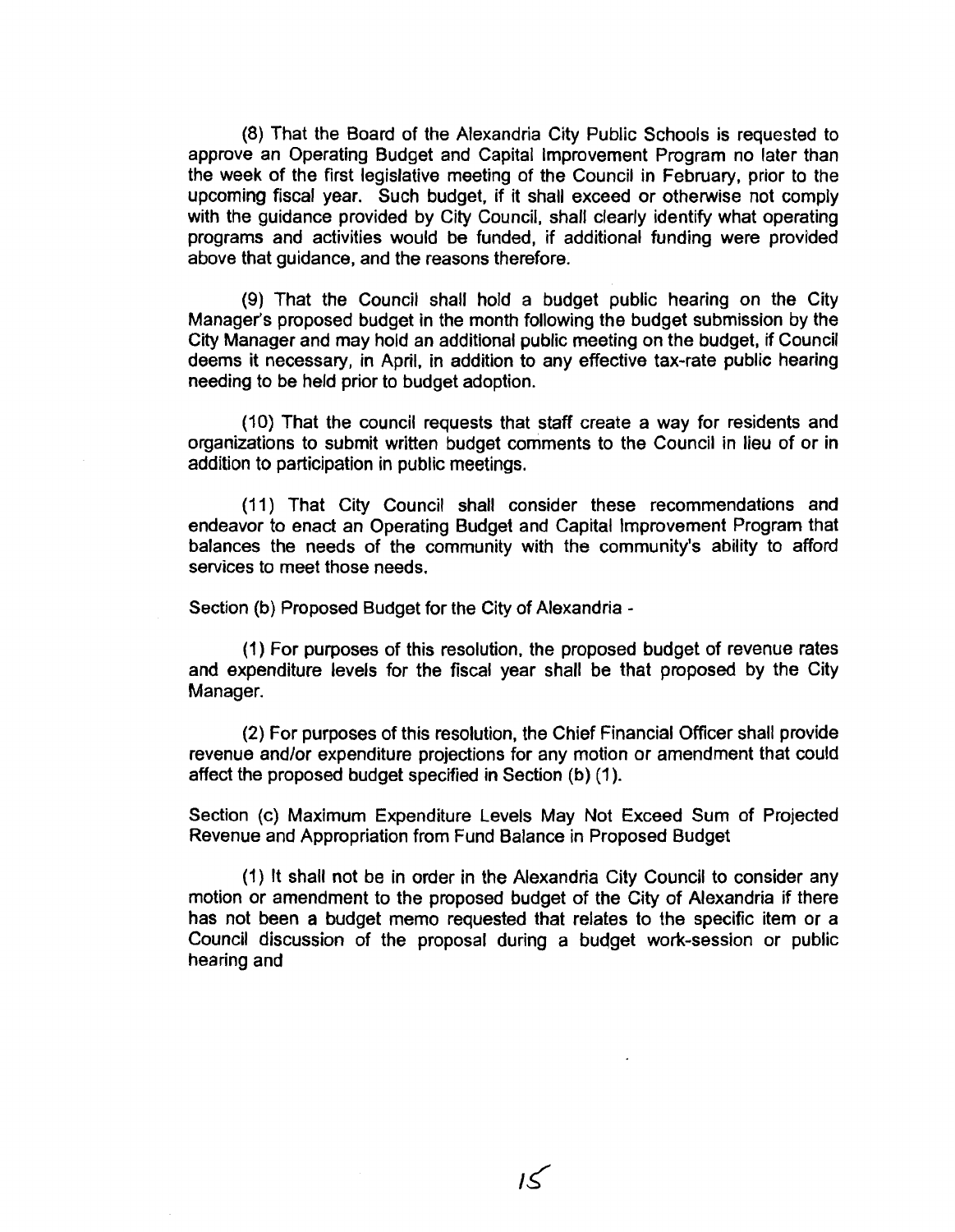(8) That the Board of the Alexandria City Public Schools is requested to approve an Operating Budget and Capital Improvement Program no later than the week of the first legislative meeting of the Council in February, prior to the upcoming fiscal year. Such budget, if it shall exceed or otherwise not comply with the guidance provided by City Council, shall clearly identify what operating programs and activities would be funded, if additional funding were provided above that guidance, and the reasons therefore.

(9) That the Council shall hold a budget public hearing on the City Manager's proposed budget in the month following the budget submission by the City Manager and may hold an additional public meeting on the budget, if Council deems it necessary, in April, in addition to any effective tax-rate public hearing needing to be held prior to budget adoption.

(10) That the council requests that staff create a way for residents and organizations to submit written budget comments to the Council in lieu of or in addition to participation in public meetings.

(11) That City Council shall consider these recommendations and endeavor to enact an Operating Budget and Capital Improvement Program that balances the needs of the community with the community's ability to afford services to meet those needs.

Section (b) Proposed Budget for the City of Alexandria -

(1) For purposes of this resolution, the proposed budget of revenue rates and expenditure levels for the fiscal year shall be that proposed by the City Manager.

(2) For purposes of this resolution, the Chief Financial Officer shall provide revenue and/or expenditure projections for any motion or amendment that could affect the proposed budget specified in Section (b) (1).

Section (c) Maximum Expenditure Levels May Not Exceed Sum of Projected Revenue and Appropriation from Fund Balance in Proposed Budget

(1) It shall not be in order in the Alexandria City Council to consider any motion or amendment to the proposed budget of the City of Alexandria if there has not been a budget memo requested that relates to the specific item or a Council discussion of the proposal during a budget work-session or public hearing and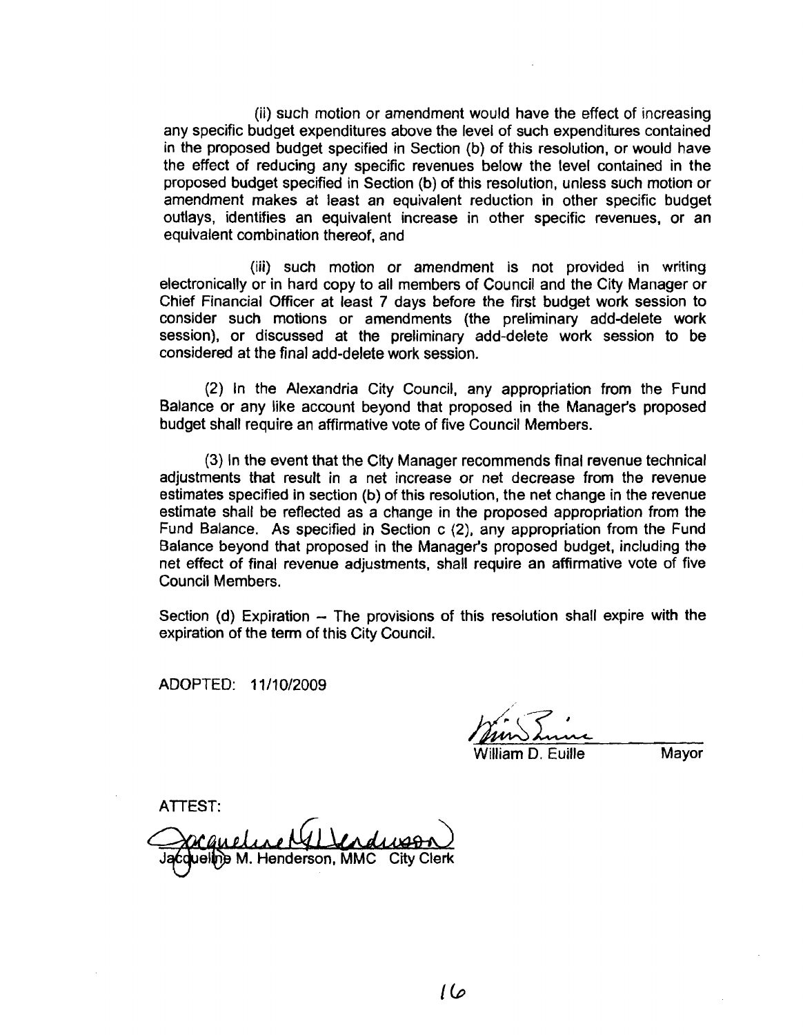(ii) such motion or amendment would have the effect of increasing any specific budget expenditures above the level of such expenditures contained in the proposed budget specified in Section (b) of this resolution, or would have the effect of reducing any specific revenues below the level contained in the proposed budget specified in Section (b) of this resolution, unless such motion or amendment makes at least an equivalent reduction in other specific budget outlays, identifies an equivalent increase in other specific revenues, or an equivalent combination thereof, and

(iii) such motion or amendment is not provided in writing electronically or in hard copy to all members of Council and the City Manager or Chief Financial Officer at least 7 days before the first budget work session to consider such motions or amendments (the preliminary add-delete work session), or discussed at the preliminary add-delete work session to be considered at the final add-delete work session.

(2) In the Alexandria City Council, any appropriation from the Fund Balance or any like account beyond that proposed in the Manager's proposed budget shall require an affirmative vote of five Council Members.

(3) In the event that the City Manager recommends final revenue technical adjustments that result in a net increase or net decrease from the revenue estimates specified in section (b) of this resolution, the net change in the revenue estimate shall be reflected as a change in the proposed appropriation from the Fund Balance. As specified in Section c (2), any appropriation from the Fund Balance beyond that proposed in the Manager's proposed budget, including the net effect of final revenue adjustments, shall require an affirmative vote of five Council Members.

Section (d) Expiration -- The provisions of this resolution shall expire with the expiration of the term of this City Council.

ADOPTED: 11/10/2009

William D. Euille Mayor

ATTEST:

Jacqueline M. Henderson, MMC City Clerk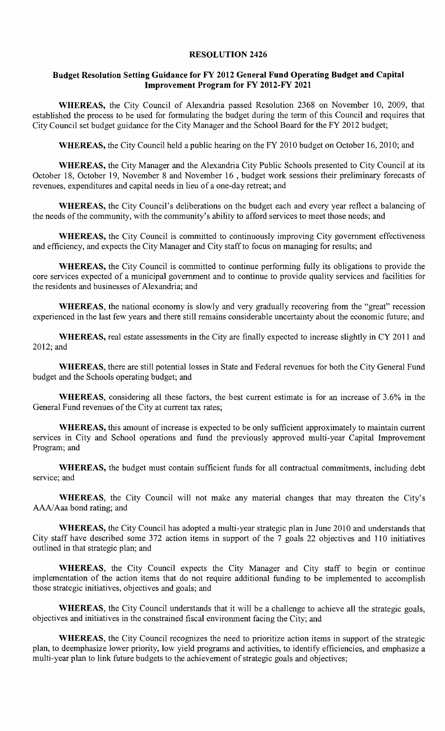# RESOLUTION 2426

## Budget Resolution Setting Guidance for FY 2012 General Fund Operating Budget and Capital Improvement Program for FY 2012-FY 2021

**WHEREAS,** the City Council of Alexandria passed Resolution 2368 on November 10, 2009, that established the process to be used for formulating the budget during the term of this Council and requires that City Council set budget guidance for the City Manager and the School Board for the FY 2012 budget;

**WHEREAS,** the City Council held a public hearing on the FY 2010 budget on October 16, 2010; and

**WHEREAS,** the City Manager and the Alexandria City Public Schools presented to City Council at its October 18, October 19, November 8 and November 16 , budget work sessions their preliminary forecasts of revenues, expenditures and capital needs in lieu of a one-day retreat; and

**WHEREAS,** the City Council's deliberations on the budget each and every year reflect a balancing of the needs of the community, with the community's ability to afford services to meet those needs; and

**WHEREAS,** the City Council is committed to continuously improving City government effectiveness and efficiency, and expects the City Manager and City staff to focus on managing for results; and

**WHEREAS,** the City Council is committed to continue performing fully its obligations to provide the core services expected of a municipal government and to continue to provide quality services and facilities for the residents and businesses of Alexandria; and

**WHEREAS**, the national economy is slowly and very gradually recovering from the "great" recession experienced in the last few years and there still remains considerable uncertainty about the economic future; and

**WHEREAS,** real estate assessments in the City are finally expected to increase slightly in CY 2011 and 2012; and

**WHEREAS,** there are still potential losses in State and Federal revenues for both the City General Fund budget and the Schools operating budget; and

**WHEREAS,** considering all these factors, the best current estimate is for an increase of 3.6% in the General Fund revenues of the City at current tax rates;

**WHEREAS,** this amount of increase is expected to be only sufficient approximately to maintain current services in City and School operations and fund the previously approved multi-year Capital Improvement Program; and

**WHEREAS,** the budget must contain sufficient funds for all contractual commitments, including debt service; and

**WHEREAS,** the City Council will not make any material changes that may threaten the City's AAA/Aaa bond rating; and

**WHEREAS,** the City Council has adopted a multi-year strategic plan in June 2010 and understands that City staff have described some 372 action items in support of the 7 goals 22 objectives and 110 initiatives outlined in that strategic plan; and

**WHEREAS,** the City Council expects the City Manager and City staff to begin or continue implementation of the action items that do not require additional funding to be implemented to accomplish those strategic initiatives, objectives and goals; and

**WHEREAS,** the City Council understands that it will be a challenge to achieve all the strategic goals, objectives and initiatives in the constrained fiscal environment facing the City; and

**WHEREAS,** the City Council recognizes the need to prioritize action items in support of the strategic plan, to deemphasize lower priority, low yield programs and activities, to identify efficiencies, and emphasize a multi-year plan to link future budgets to the achievement of strategic goals and objectives;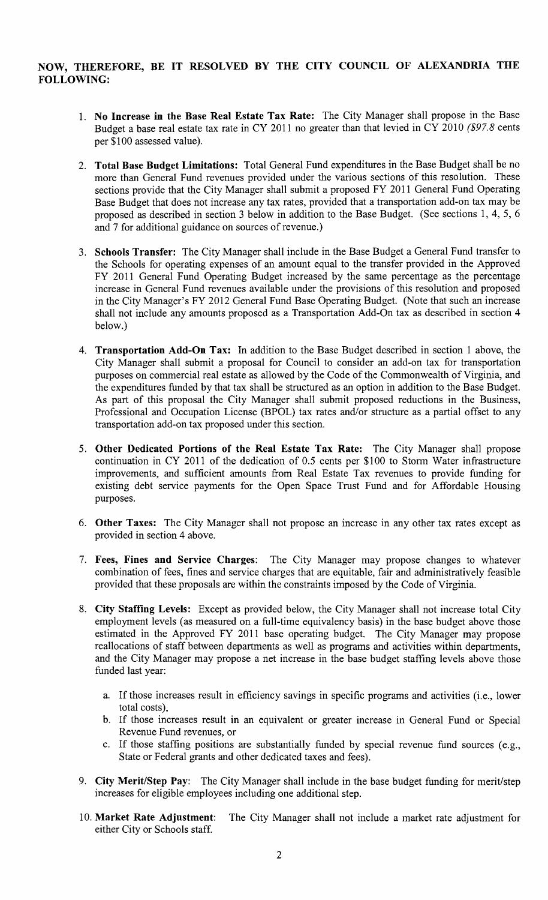**NOW, THEREFORE, BE IT RESOLVED BY THE CITY COUNCIL OF ALEXANDRIA THE FOLLOWING:**

1. **No Increase in the Base Real Estate Tax Rate:** The City Manager shall propose in the Base Budget a base real estate tax rate in CY 2011 no greater than that levied in CY 2010 *($97.8* cents per $100 assessed value).

2. **Total Base Budget Limitations:** Total General Fund expenditures in the Base Budget shall be no more than General Fund revenues provided under the various sections of this resolution. These sections provide that the City Manager shall submit a proposed FY 2011 General Fund Operating Base Budget that does not increase any tax rates, provided that a transportation add-on tax may be proposed as described in section 3 below in addition to the Base Budget. (See sections 1, 4, 5, 6 and 7 for additional guidance on sources of revenue.)

3. **Schools Transfer:** The City Manager shall include in the Base Budget a General Fund transfer to the Schools for operating expenses of an amount equal to the transfer provided in the Approved FY 2011 General Fund Operating Budget increased by the same percentage as the percentage increase in General Fund revenues available under the provisions of this resolution and proposed in the City Manager's FY 2012 General Fund Base Operating Budget. (Note that such an increase shall not include any amounts proposed as a Transportation Add-On tax as described in section 4 below.)

4. **Transportation Add-On Tax:** In addition to the Base Budget described in section 1 above, the City Manager shall submit a proposal for Council to consider an add-on tax for transportation purposes on commercial real estate as allowed by the Code of the Commonwealth of Virginia, and the expenditures funded by that tax shall be structured as an option in addition to the Base Budget. As part of this proposal the City Manager shall submit proposed reductions in the Business, Professional and Occupation License (BPOL) tax rates and/or structure as a partial offset to any transportation add-on tax proposed under this section.

5. **Other Dedicated Portions of the Real Estate Tax Rate:** The City Manager shall propose continuation in CY 2011 of the dedication of 0.5 cents per $100 to Storm Water infrastructure improvements, and sufficient amounts from Real Estate Tax revenues to provide funding for existing debt service payments for the Open Space Trust Fund and for Affordable Housing purposes.

6. **Other Taxes:** The City Manager shall not propose an increase in any other tax rates except as provided in section 4 above.

7. **Fees, Fines and Service Charges**: The City Manager may propose changes to whatever combination of fees, fines and service charges that are equitable, fair and administratively feasible provided that these proposals are within the constraints imposed by the Code of Virginia.

8. **City Staffing Levels:** Except as provided below, the City Manager shall not increase total City employment levels (as measured on a full-time equivalency basis) in the base budget above those estimated in the Approved FY 2011 base operating budget. The City Manager may propose reallocations of staff between departments as well as programs and activities within departments, and the City Manager may propose a net increase in the base budget staffing levels above those funded last year:

   a. If those increases result in efficiency savings in specific programs and activities (i.e., lower total costs),
   b. If those increases result in an equivalent or greater increase in General Fund or Special Revenue Fund revenues, or
   c. If those staffing positions are substantially funded by special revenue fund sources (e.g., State or Federal grants and other dedicated taxes and fees).

9. **City Merit/Step Pay**: The City Manager shall include in the base budget funding for merit/step increases for eligible employees including one additional step.

10. **Market Rate Adjustment**: The City Manager shall not include a market rate adjustment for either City or Schools staff.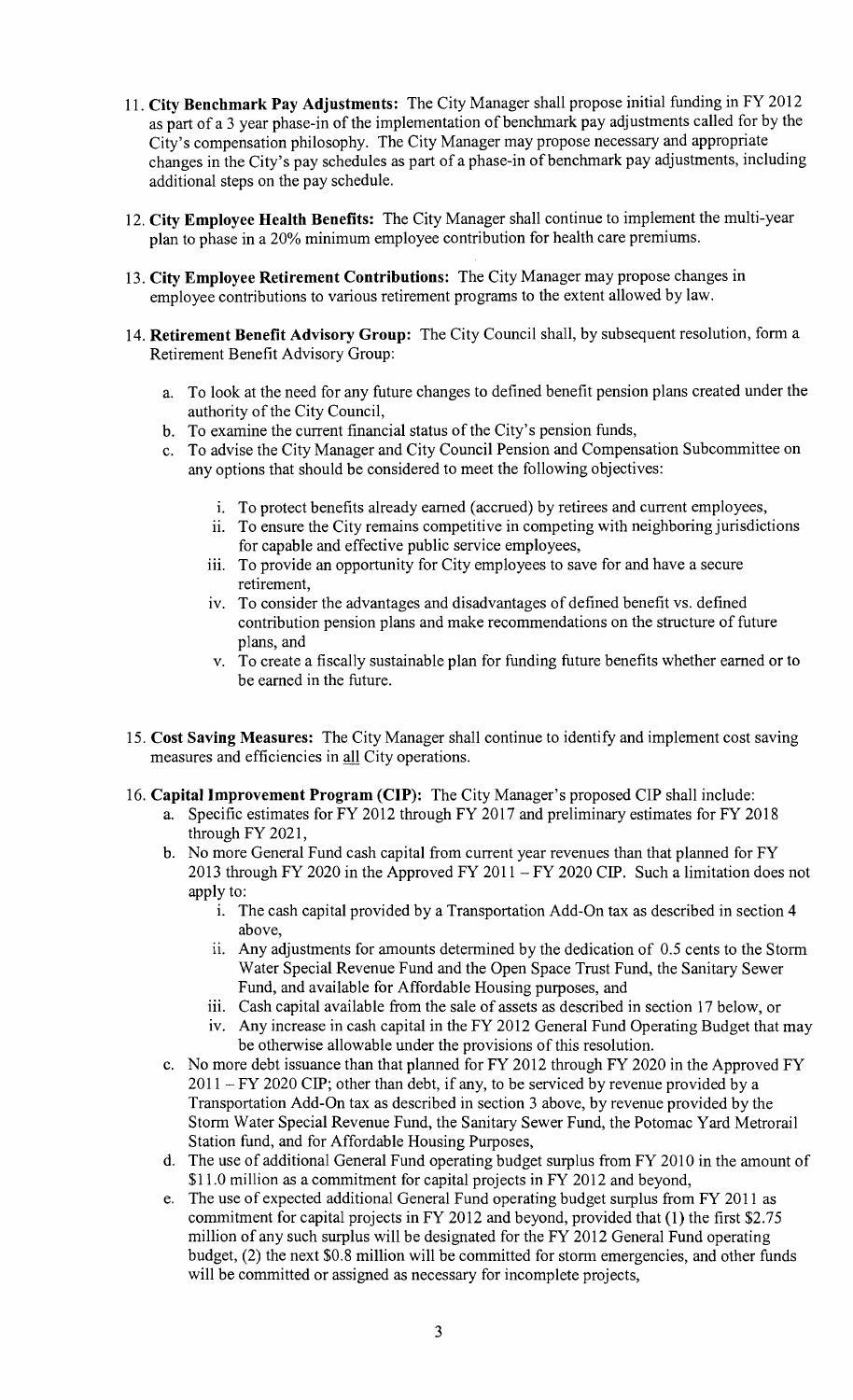11. **City Benchmark Pay Adjustments:** The City Manager shall propose initial funding in FY 2012 as part of a 3 year phase-in of the implementation of benchmark pay adjustments called for by the City's compensation philosophy. The City Manager may propose necessary and appropriate changes in the City's pay schedules as part of a phase-in of benchmark pay adjustments, including additional steps on the pay schedule.

12. **City Employee Health Benefits:** The City Manager shall continue to implement the multi-year plan to phase in a 20% minimum employee contribution for health care premiums.

13. **City Employee Retirement Contributions:** The City Manager may propose changes in employee contributions to various retirement programs to the extent allowed by law.

14. **Retirement Benefit Advisory Group:** The City Council shall, by subsequent resolution, form a Retirement Benefit Advisory Group:

    a. To look at the need for any future changes to defined benefit pension plans created under the authority of the City Council,
    b. To examine the current financial status of the City's pension funds,
    c. To advise the City Manager and City Council Pension and Compensation Subcommittee on any options that should be considered to meet the following objectives:

        i. To protect benefits already earned (accrued) by retirees and current employees,
        ii. To ensure the City remains competitive in competing with neighboring jurisdictions for capable and effective public service employees,
        iii. To provide an opportunity for City employees to save for and have a secure retirement,
        iv. To consider the advantages and disadvantages of defined benefit vs. defined contribution pension plans and make recommendations on the structure of future plans, and
        v. To create a fiscally sustainable plan for funding future benefits whether earned or to be earned in the future.

15. **Cost Saving Measures:** The City Manager shall continue to identify and implement cost saving measures and efficiencies in all City operations.

16. **Capital Improvement Program (CIP):** The City Manager's proposed CIP shall include:
    a. Specific estimates for FY 2012 through FY 2017 and preliminary estimates for FY 2018 through FY 2021,
    b. No more General Fund cash capital from current year revenues than that planned for FY 2013 through FY 2020 in the Approved FY 2011 – FY 2020 CIP. Such a limitation does not apply to:
        i. The cash capital provided by a Transportation Add-On tax as described in section 4 above,
        ii. Any adjustments for amounts determined by the dedication of 0.5 cents to the Storm Water Special Revenue Fund and the Open Space Trust Fund, the Sanitary Sewer Fund, and available for Affordable Housing purposes, and
        iii. Cash capital available from the sale of assets as described in section 17 below, or
        iv. Any increase in cash capital in the FY 2012 General Fund Operating Budget that may be otherwise allowable under the provisions of this resolution.
    c. No more debt issuance than that planned for FY 2012 through FY 2020 in the Approved FY 2011 – FY 2020 CIP; other than debt, if any, to be serviced by revenue provided by a Transportation Add-On tax as described in section 3 above, by revenue provided by the Storm Water Special Revenue Fund, the Sanitary Sewer Fund, the Potomac Yard Metrorail Station fund, and for Affordable Housing Purposes,
    d. The use of additional General Fund operating budget surplus from FY 2010 in the amount of $11.0 million as a commitment for capital projects in FY 2012 and beyond,
    e. The use of expected additional General Fund operating budget surplus from FY 2011 as commitment for capital projects in FY 2012 and beyond, provided that (1) the first $2.75 million of any such surplus will be designated for the FY 2012 General Fund operating budget, (2) the next $0.8 million will be committed for storm emergencies, and other funds will be committed or assigned as necessary for incomplete projects,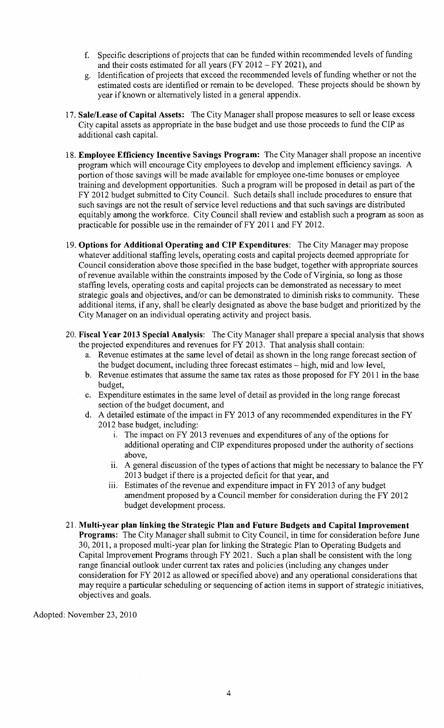f. Specific descriptions of projects that can be funded within recommended levels of funding and their costs estimated for all years (FY 2012 – FY 2021), and
g. Identification of projects that exceed the recommended levels of funding whether or not the estimated costs are identified or remain to be developed. These projects should be shown by year if known or alternatively listed in a general appendix.

17. **Sale/Lease of Capital Assets:** The City Manager shall propose measures to sell or lease excess City capital assets as appropriate in the base budget and use those proceeds to fund the CIP as additional cash capital.

18. **Employee Efficiency Incentive Savings Program:** The City Manager shall propose an incentive program which will encourage City employees to develop and implement efficiency savings. A portion of those savings will be made available for employee one-time bonuses or employee training and development opportunities. Such a program will be proposed in detail as part of the FY 2012 budget submitted to City Council. Such details shall include procedures to ensure that such savings are not the result of service level reductions and that such savings are distributed equitably among the workforce. City Council shall review and establish such a program as soon as practicable for possible use in the remainder of FY 2011 and FY 2012.

19. **Options for Additional Operating and CIP Expenditures**: The City Manager may propose whatever additional staffing levels, operating costs and capital projects deemed appropriate for Council consideration above those specified in the base budget, together with appropriate sources of revenue available within the constraints imposed by the Code of Virginia, so long as those staffing levels, operating costs and capital projects can be demonstrated as necessary to meet strategic goals and objectives, and/or can be demonstrated to diminish risks to community. These additional items, if any, shall be clearly designated as above the base budget and prioritized by the City Manager on an individual operating activity and project basis.

20. **Fiscal Year 2013 Special Analysis**: The City Manager shall prepare a special analysis that shows the projected expenditures and revenues for FY 2013. That analysis shall contain:
    a. Revenue estimates at the same level of detail as shown in the long range forecast section of the budget document, including three forecast estimates – high, mid and low level,
    b. Revenue estimates that assume the same tax rates as those proposed for FY 2011 in the base budget,
    c. Expenditure estimates in the same level of detail as provided in the long range forecast section of the budget document, and
    d. A detailed estimate of the impact in FY 2013 of any recommended expenditures in the FY 2012 base budget, including:
        i. The impact on FY 2013 revenues and expenditures of any of the options for additional operating and CIP expenditures proposed under the authority of sections above,
        ii. A general discussion of the types of actions that might be necessary to balance the FY 2013 budget if there is a projected deficit for that year, and
        iii. Estimates of the revenue and expenditure impact in FY 2013 of any budget amendment proposed by a Council member for consideration during the FY 2012 budget development process.

21. **Multi-year plan linking the Strategic Plan and Future Budgets and Capital Improvement Programs:** The City Manager shall submit to City Council, in time for consideration before June 30, 2011, a proposed multi-year plan for linking the Strategic Plan to Operating Budgets and Capital Improvement Programs through FY 2021. Such a plan shall be consistent with the long range financial outlook under current tax rates and policies (including any changes under consideration for FY 2012 as allowed or specified above) and any operational considerations that may require a particular scheduling or sequencing of action items in support of strategic initiatives, objectives and goals.

Adopted: November 23, 2010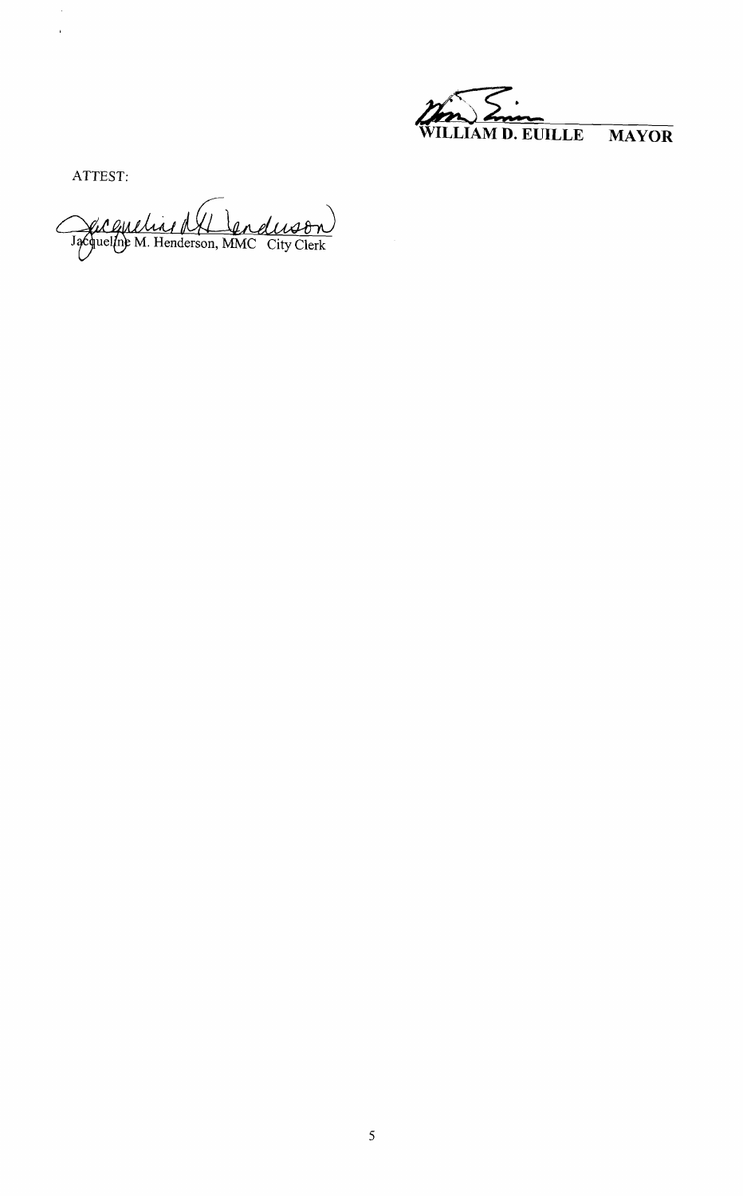**WILLIAM D. EUILLE MAYOR**

ATTEST:

Jacqueline M. Henderson, MMC City Clerk